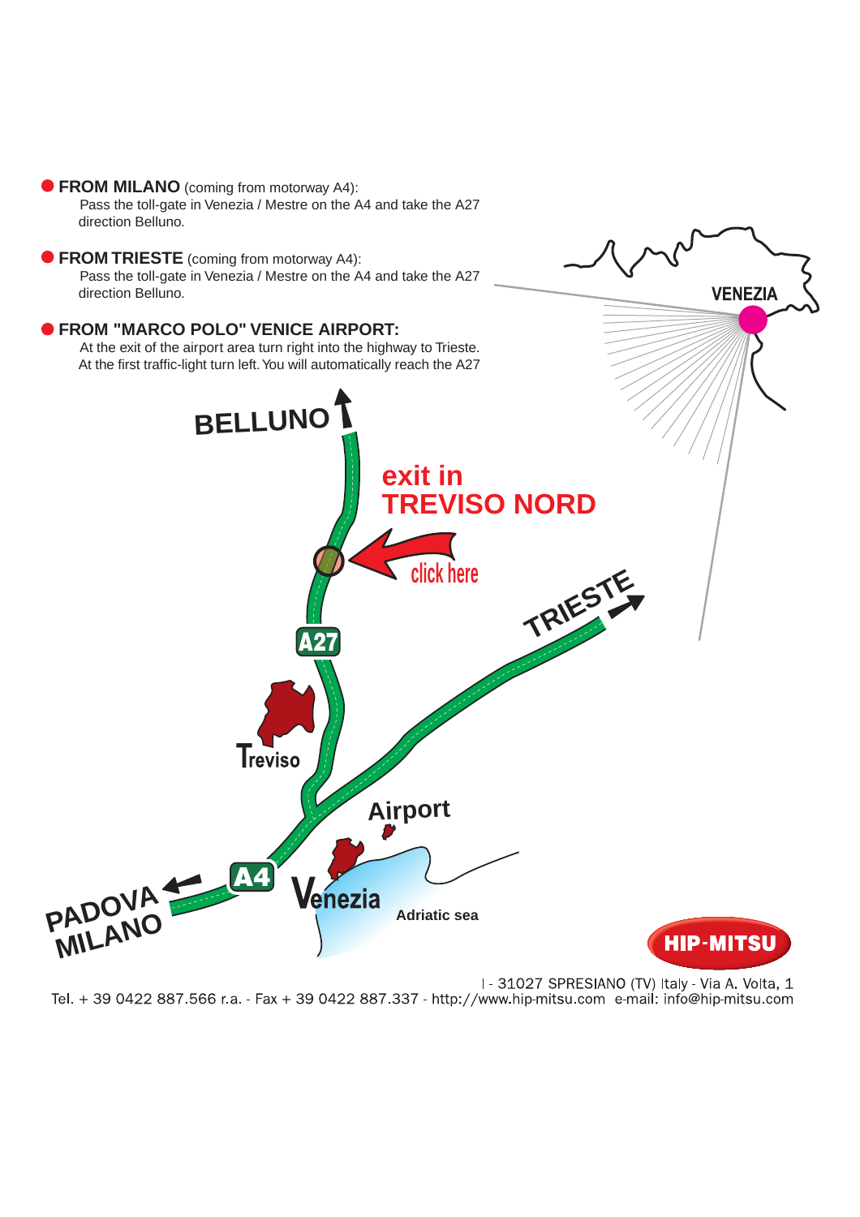● **FROM MILANO** (coming from motorway A4):
Pass the toll-gate in Venezia / Mestre on the A4 and take the A27 direction Belluno.

● **FROM TRIESTE** (coming from motorway A4):
Pass the toll-gate in Venezia / Mestre on the A4 and take the A27 direction Belluno.

● **FROM "MARCO POLO" VENICE AIRPORT:**
At the exit of the airport area turn right into the highway to Trieste. At the first traffic-light turn left. You will automatically reach the A27

VENEZIA

BELLUNO

**exit in TREVISO NORD**

click here

TRIESTE

A27

Treviso

Airport

A4

PADOVA MILANO

Venezia

Adriatic sea

HIP-MITSU

I - 31027 SPRESIANO (TV) Italy - Via A. Volta, 1
Tel. + 39 0422 887.566 r.a. - Fax + 39 0422 887.337 - http://www.hip-mitsu.com e-mail: info@hip-mitsu.com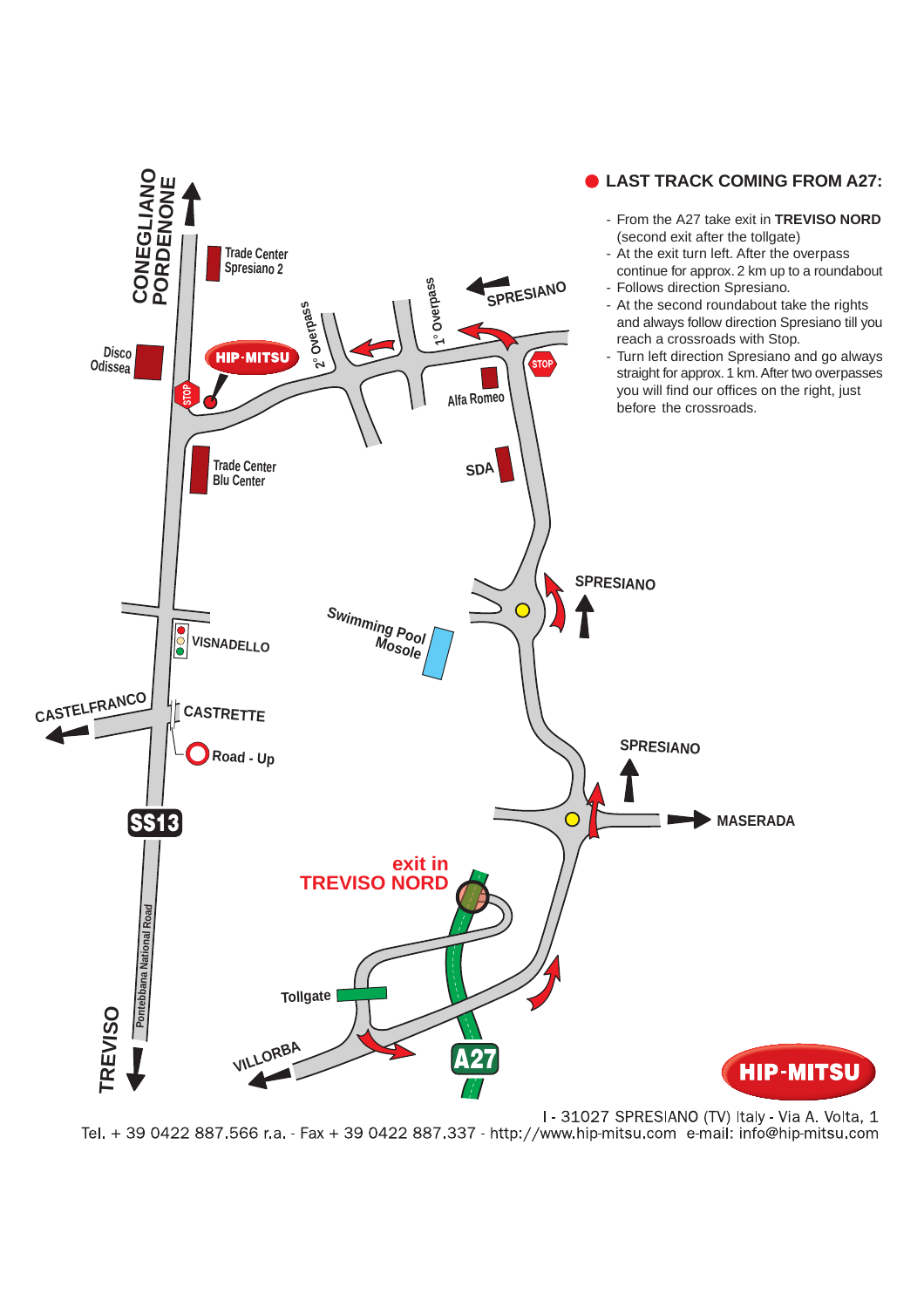## LAST TRACK COMING FROM A27:

- From the A27 take exit in **TREVISO NORD** (second exit after the tollgate)
- At the exit turn left. After the overpass continue for approx. 2 km up to a roundabout
- Follows direction Spresiano.
- At the second roundabout take the rights and always follow direction Spresiano till you reach a crossroads with Stop.
- Turn left direction Spresiano and go always straight for approx. 1 km. After two overpasses you will find our offices on the right, just before the crossroads.

CONEGLIANO
PORDENONE
Trade Center Spresiano 2
Disco Odissea
HIP-MITSU
STOP
2° Overpass
1° Overpass
SPRESIANO
STOP
Alfa Romeo
Trade Center Blu Center
SDA
SPRESIANO
Swimming Pool Mosole
VISNADELLO
CASTELFRANCO
CASTRETTE
Road - Up
SPRESIANO
MASERADA
SS13
exit in TREVISO NORD
Pontebbana National Road
Tollgate
TREVISO
VILLORBA
A27

HIP-MITSU

I - 31027 SPRESIANO (TV) Italy - Via A. Volta, 1
Tel. + 39 0422 887.566 r.a. - Fax + 39 0422 887.337 - http://www.hip-mitsu.com e-mail: info@hip-mitsu.com